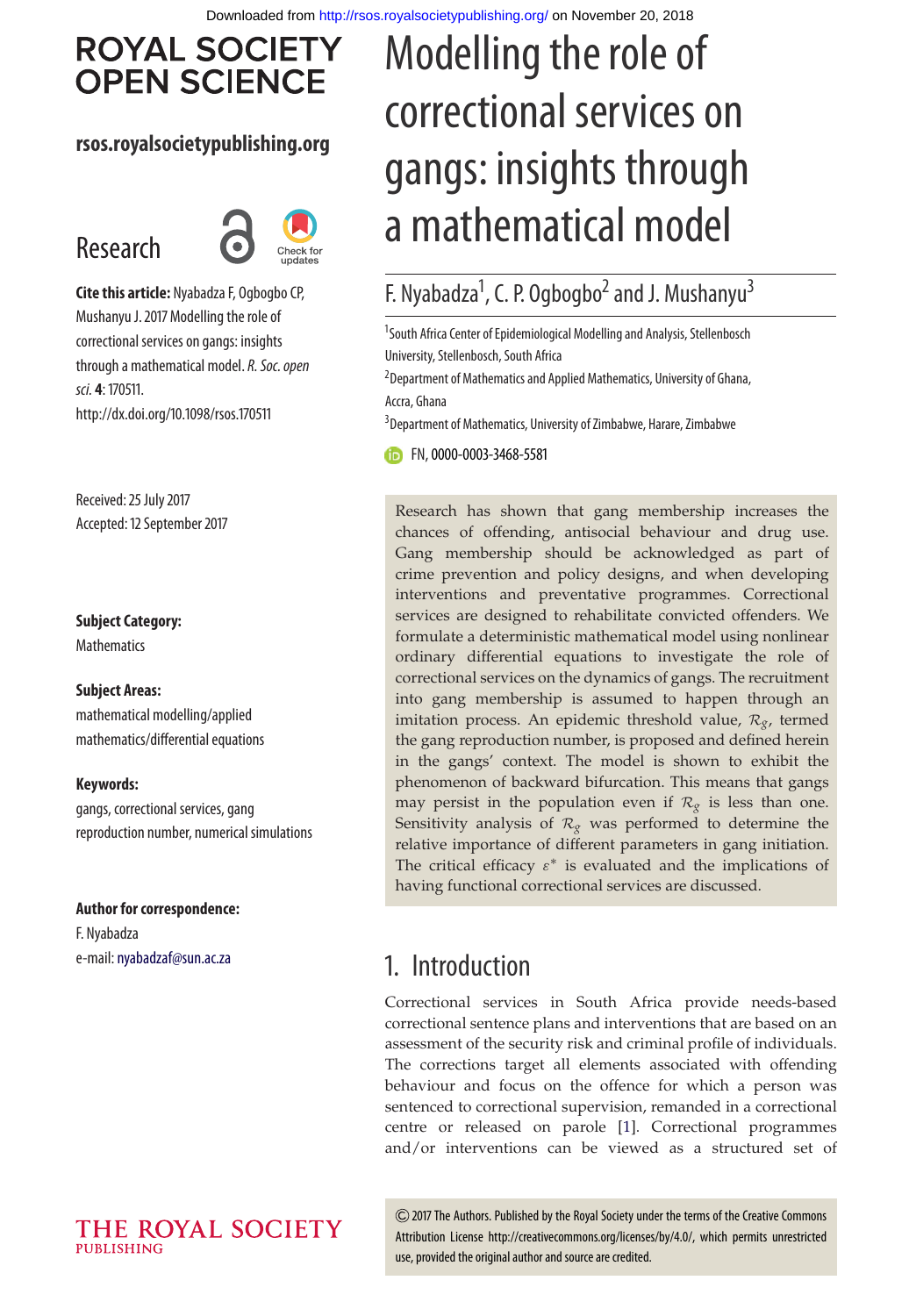# Modelling the role of correctional services on gangs: insights through a mathematical model

F. Nyabadza[1], C. P. Ogbogbo[2] and J. Mushanyu[3]

[1]South Africa Center of Epidemiological Modelling and Analysis, Stellenbosch University, Stellenbosch, South Africa

[2]Department of Mathematics and Applied Mathematics, University of Ghana, Accra, Ghana

[3]Department of Mathematics, University of Zimbabwe, Harare, Zimbabwe

FN, 0000-0003-3468-5581

**Cite this article:** Nyabadza F, Ogbogbo CP, Mushanyu J. 2017 Modelling the role of correctional services on gangs: insights through a mathematical model. *R. Soc. open sci.* **4**: 170511. http://dx.doi.org/10.1098/rsos.170511

Received: 25 July 2017
Accepted: 12 September 2017

**Subject Category:**
Mathematics

**Subject Areas:**
mathematical modelling/applied mathematics/differential equations

**Keywords:**
gangs, correctional services, gang reproduction number, numerical simulations

**Author for correspondence:**
F. Nyabadza
e-mail: nyabadzaf@sun.ac.za

Research has shown that gang membership increases the chances of offending, antisocial behaviour and drug use. Gang membership should be acknowledged as part of crime prevention and policy designs, and when developing interventions and preventative programmes. Correctional services are designed to rehabilitate convicted offenders. We formulate a deterministic mathematical model using nonlinear ordinary differential equations to investigate the role of correctional services on the dynamics of gangs. The recruitment into gang membership is assumed to happen through an imitation process. An epidemic threshold value, $\mathcal{R}_g$, termed the gang reproduction number, is proposed and defined herein in the gangs' context. The model is shown to exhibit the phenomenon of backward bifurcation. This means that gangs may persist in the population even if $\mathcal{R}_g$ is less than one. Sensitivity analysis of $\mathcal{R}_g$ was performed to determine the relative importance of different parameters in gang initiation. The critical efficacy $\varepsilon^*$ is evaluated and the implications of having functional correctional services are discussed.

## 1. Introduction

Correctional services in South Africa provide needs-based correctional sentence plans and interventions that are based on an assessment of the security risk and criminal profile of individuals. The corrections target all elements associated with offending behaviour and focus on the offence for which a person was sentenced to correctional supervision, remanded in a correctional centre or released on parole [1]. Correctional programmes and/or interventions can be viewed as a structured set of

© 2017 The Authors. Published by the Royal Society under the terms of the Creative Commons Attribution License http://creativecommons.org/licenses/by/4.0/, which permits unrestricted use, provided the original author and source are credited.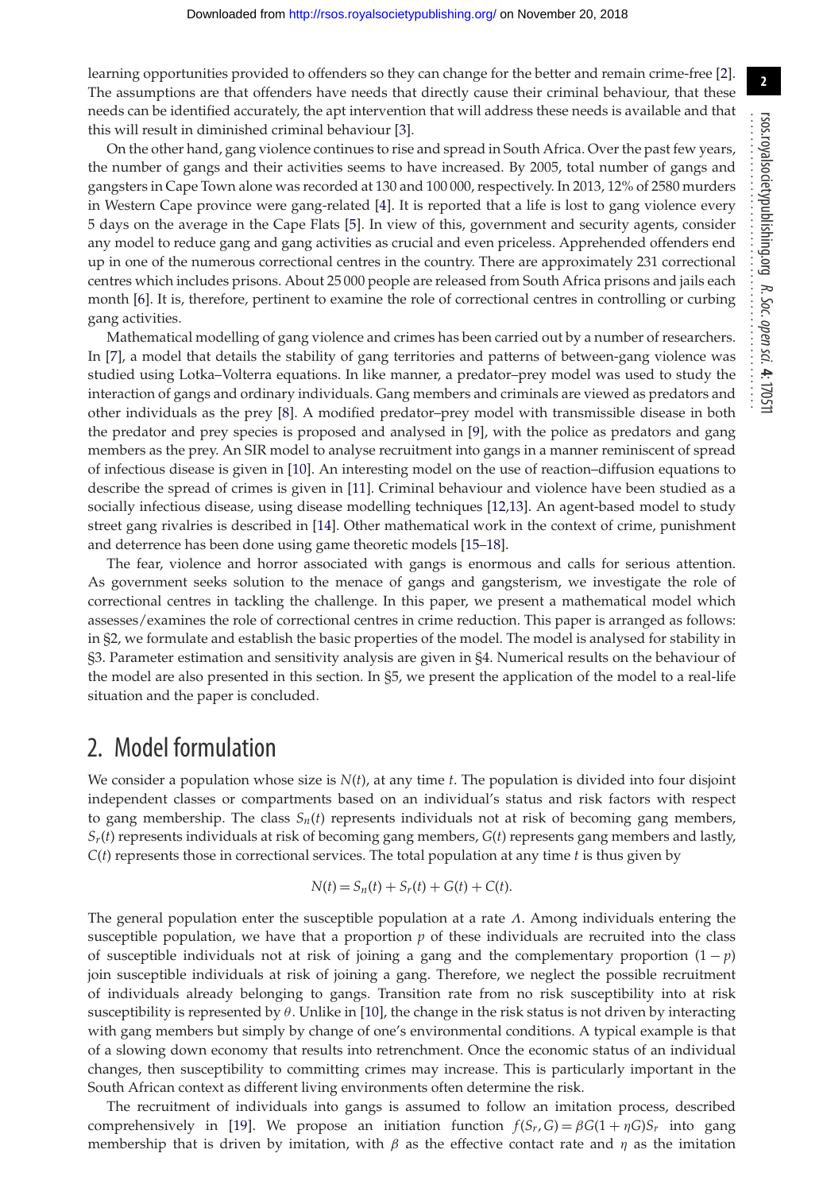learning opportunities provided to offenders so they can change for the better and remain crime-free [2]. The assumptions are that offenders have needs that directly cause their criminal behaviour, that these needs can be identified accurately, the apt intervention that will address these needs is available and that this will result in diminished criminal behaviour [3].

On the other hand, gang violence continues to rise and spread in South Africa. Over the past few years, the number of gangs and their activities seems to have increased. By 2005, total number of gangs and gangsters in Cape Town alone was recorded at 130 and 100 000, respectively. In 2013, 12% of 2580 murders in Western Cape province were gang-related [4]. It is reported that a life is lost to gang violence every 5 days on the average in the Cape Flats [5]. In view of this, government and security agents, consider any model to reduce gang and gang activities as crucial and even priceless. Apprehended offenders end up in one of the numerous correctional centres in the country. There are approximately 231 correctional centres which includes prisons. About 25 000 people are released from South Africa prisons and jails each month [6]. It is, therefore, pertinent to examine the role of correctional centres in controlling or curbing gang activities.

Mathematical modelling of gang violence and crimes has been carried out by a number of researchers. In [7], a model that details the stability of gang territories and patterns of between-gang violence was studied using Lotka–Volterra equations. In like manner, a predator–prey model was used to study the interaction of gangs and ordinary individuals. Gang members and criminals are viewed as predators and other individuals as the prey [8]. A modified predator–prey model with transmissible disease in both the predator and prey species is proposed and analysed in [9], with the police as predators and gang members as the prey. An SIR model to analyse recruitment into gangs in a manner reminiscent of spread of infectious disease is given in [10]. An interesting model on the use of reaction–diffusion equations to describe the spread of crimes is given in [11]. Criminal behaviour and violence have been studied as a socially infectious disease, using disease modelling techniques [12,13]. An agent-based model to study street gang rivalries is described in [14]. Other mathematical work in the context of crime, punishment and deterrence has been done using game theoretic models [15–18].

The fear, violence and horror associated with gangs is enormous and calls for serious attention. As government seeks solution to the menace of gangs and gangsterism, we investigate the role of correctional centres in tackling the challenge. In this paper, we present a mathematical model which assesses/examines the role of correctional centres in crime reduction. This paper is arranged as follows: in §2, we formulate and establish the basic properties of the model. The model is analysed for stability in §3. Parameter estimation and sensitivity analysis are given in §4. Numerical results on the behaviour of the model are also presented in this section. In §5, we present the application of the model to a real-life situation and the paper is concluded.

## 2. Model formulation

We consider a population whose size is $N(t)$, at any time $t$. The population is divided into four disjoint independent classes or compartments based on an individual's status and risk factors with respect to gang membership. The class $S_n(t)$ represents individuals not at risk of becoming gang members, $S_r(t)$ represents individuals at risk of becoming gang members, $G(t)$ represents gang members and lastly, $C(t)$ represents those in correctional services. The total population at any time $t$ is thus given by

$$N(t) = S_n(t) + S_r(t) + G(t) + C(t).$$

The general population enter the susceptible population at a rate $\Lambda$. Among individuals entering the susceptible population, we have that a proportion $p$ of these individuals are recruited into the class of susceptible individuals not at risk of joining a gang and the complementary proportion $(1 - p)$ join susceptible individuals at risk of joining a gang. Therefore, we neglect the possible recruitment of individuals already belonging to gangs. Transition rate from no risk susceptibility into at risk susceptibility is represented by $\theta$. Unlike in [10], the change in the risk status is not driven by interacting with gang members but simply by change of one's environmental conditions. A typical example is that of a slowing down economy that results into retrenchment. Once the economic status of an individual changes, then susceptibility to committing crimes may increase. This is particularly important in the South African context as different living environments often determine the risk.

The recruitment of individuals into gangs is assumed to follow an imitation process, described comprehensively in [19]. We propose an initiation function $f(S_r, G) = \beta G(1 + \eta G)S_r$ into gang membership that is driven by imitation, with $\beta$ as the effective contact rate and $\eta$ as the imitation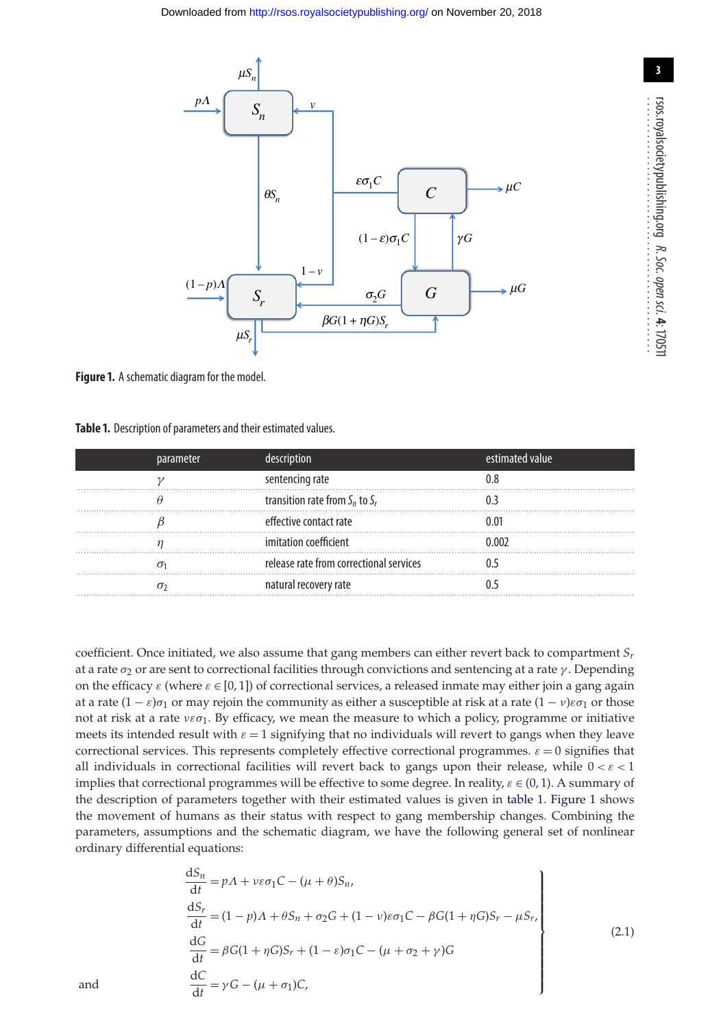**Figure 1.** A schematic diagram for the model.

**Table 1.** Description of parameters and their estimated values.

| parameter | description | estimated value |
|---|---|---|
| $\gamma$ | sentencing rate | 0.8 |
| $\theta$ | transition rate from $S_n$ to $S_r$ | 0.3 |
| $\beta$ | effective contact rate | 0.01 |
| $\eta$ | imitation coefficient | 0.002 |
| $\sigma_1$ | release rate from correctional services | 0.5 |
| $\sigma_2$ | natural recovery rate | 0.5 |

coefficient. Once initiated, we also assume that gang members can either revert back to compartment $S_r$ at a rate $\sigma_2$ or are sent to correctional facilities through convictions and sentencing at a rate $\gamma$. Depending on the efficacy $\varepsilon$ (where $\varepsilon \in [0, 1]$) of correctional services, a released inmate may either join a gang again at a rate $(1-\varepsilon)\sigma_1$ or may rejoin the community as either a susceptible at risk at a rate $(1-\nu)\varepsilon\sigma_1$ or those not at risk at a rate $\nu\varepsilon\sigma_1$. By efficacy, we mean the measure to which a policy, programme or initiative meets its intended result with $\varepsilon = 1$ signifying that no individuals will revert to gangs when they leave correctional services. This represents completely effective correctional programmes. $\varepsilon = 0$ signifies that all individuals in correctional facilities will revert back to gangs upon their release, while $0 < \varepsilon < 1$ implies that correctional programmes will be effective to some degree. In reality, $\varepsilon \in (0, 1)$. A summary of the description of parameters together with their estimated values is given in table 1. Figure 1 shows the movement of humans as their status with respect to gang membership changes. Combining the parameters, assumptions and the schematic diagram, we have the following general set of nonlinear ordinary differential equations:

$$
\left.
\begin{aligned}
\frac{\mathrm{d}S_n}{\mathrm{d}t} &= p\Lambda + \nu\varepsilon\sigma_1 C - (\mu+\theta)S_n,\\
\frac{\mathrm{d}S_r}{\mathrm{d}t} &= (1-p)\Lambda + \theta S_n + \sigma_2 G + (1-\nu)\varepsilon\sigma_1 C - \beta G(1+\eta G)S_r - \mu S_r,\\
\frac{\mathrm{d}G}{\mathrm{d}t} &= \beta G(1+\eta G)S_r + (1-\varepsilon)\sigma_1 C - (\mu+\sigma_2+\gamma)G\\
\text{and}\qquad \frac{\mathrm{d}C}{\mathrm{d}t} &= \gamma G - (\mu+\sigma_1)C,
\end{aligned}
\right\}
\tag{2.1}
$$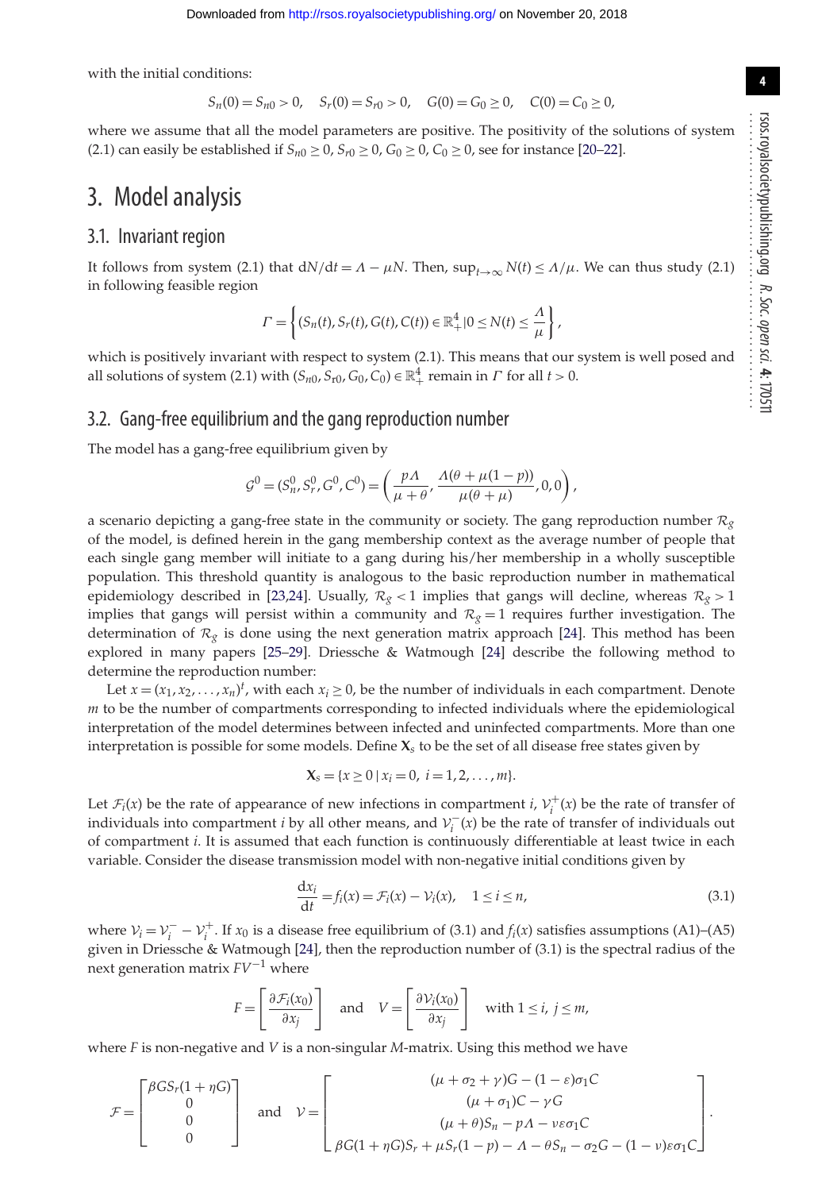with the initial conditions:

$$S_n(0) = S_{n0} > 0, \quad S_r(0) = S_{r0} > 0, \quad G(0) = G_0 \geq 0, \quad C(0) = C_0 \geq 0,$$

where we assume that all the model parameters are positive. The positivity of the solutions of system (2.1) can easily be established if $S_{n0} \geq 0$, $S_{r0} \geq 0$, $G_0 \geq 0$, $C_0 \geq 0$, see for instance [20–22].

# 3. Model analysis

## 3.1. Invariant region

It follows from system (2.1) that $\mathrm{d}N/\mathrm{d}t = \Lambda - \mu N$. Then, $\sup_{t\to\infty} N(t) \leq \Lambda/\mu$. We can thus study (2.1) in following feasible region

$$\Gamma = \left\{ (S_n(t), S_r(t), G(t), C(t)) \in \mathbb{R}^4_+ | 0 \leq N(t) \leq \frac{\Lambda}{\mu} \right\},$$

which is positively invariant with respect to system (2.1). This means that our system is well posed and all solutions of system (2.1) with $(S_{n0}, S_{r0}, G_0, C_0) \in \mathbb{R}^4_+$ remain in $\Gamma$ for all $t > 0$.

## 3.2. Gang-free equilibrium and the gang reproduction number

The model has a gang-free equilibrium given by

$$\mathcal{G}^0 = (S^0_n, S^0_r, G^0, C^0) = \left( \frac{p\Lambda}{\mu + \theta}, \frac{\Lambda(\theta + \mu(1-p))}{\mu(\theta + \mu)}, 0, 0 \right),$$

a scenario depicting a gang-free state in the community or society. The gang reproduction number $\mathcal{R}_g$ of the model, is defined herein in the gang membership context as the average number of people that each single gang member will initiate to a gang during his/her membership in a wholly susceptible population. This threshold quantity is analogous to the basic reproduction number in mathematical epidemiology described in [23,24]. Usually, $\mathcal{R}_g < 1$ implies that gangs will decline, whereas $\mathcal{R}_g > 1$ implies that gangs will persist within a community and $\mathcal{R}_g = 1$ requires further investigation. The determination of $\mathcal{R}_g$ is done using the next generation matrix approach [24]. This method has been explored in many papers [25–29]. Driessche & Watmough [24] describe the following method to determine the reproduction number:

Let $x = (x_1, x_2, \ldots, x_n)^t$, with each $x_i \geq 0$, be the number of individuals in each compartment. Denote $m$ to be the number of compartments corresponding to infected individuals where the epidemiological interpretation of the model determines between infected and uninfected compartments. More than one interpretation is possible for some models. Define $\mathbf{X}_s$ to be the set of all disease free states given by

$$\mathbf{X}_s = \{x \geq 0 \,|\, x_i = 0, \ i = 1, 2, \ldots, m\}.$$

Let $\mathcal{F}_i(x)$ be the rate of appearance of new infections in compartment $i$, $\mathcal{V}^+_i(x)$ be the rate of transfer of individuals into compartment $i$ by all other means, and $\mathcal{V}^-_i(x)$ be the rate of transfer of individuals out of compartment $i$. It is assumed that each function is continuously differentiable at least twice in each variable. Consider the disease transmission model with non-negative initial conditions given by

$$\frac{\mathrm{d}x_i}{\mathrm{d}t} = f_i(x) = \mathcal{F}_i(x) - \mathcal{V}_i(x), \quad 1 \leq i \leq n, \tag{3.1}$$

where $\mathcal{V}_i = \mathcal{V}^-_i - \mathcal{V}^+_i$. If $x_0$ is a disease free equilibrium of (3.1) and $f_i(x)$ satisfies assumptions (A1)–(A5) given in Driessche & Watmough [24], then the reproduction number of (3.1) is the spectral radius of the next generation matrix $FV^{-1}$ where

$$F = \left[ \frac{\partial \mathcal{F}_i(x_0)}{\partial x_j} \right] \quad \text{and} \quad V = \left[ \frac{\partial \mathcal{V}_i(x_0)}{\partial x_j} \right] \quad \text{with } 1 \leq i, \ j \leq m,$$

where $F$ is non-negative and $V$ is a non-singular $M$-matrix. Using this method we have

$$\mathcal{F} = \begin{bmatrix} \beta G S_r(1 + \eta G) \\ 0 \\ 0 \\ 0 \end{bmatrix} \quad \text{and} \quad \mathcal{V} = \begin{bmatrix} (\mu + \sigma_2 + \gamma)G - (1 - \varepsilon)\sigma_1 C \\ (\mu + \sigma_1)C - \gamma G \\ (\mu + \theta)S_n - p\Lambda - \nu\varepsilon\sigma_1 C \\ \beta G(1 + \eta G)S_r + \mu S_r(1 - p) - \Lambda - \theta S_n - \sigma_2 G - (1 - \nu)\varepsilon\sigma_1 C \end{bmatrix}.$$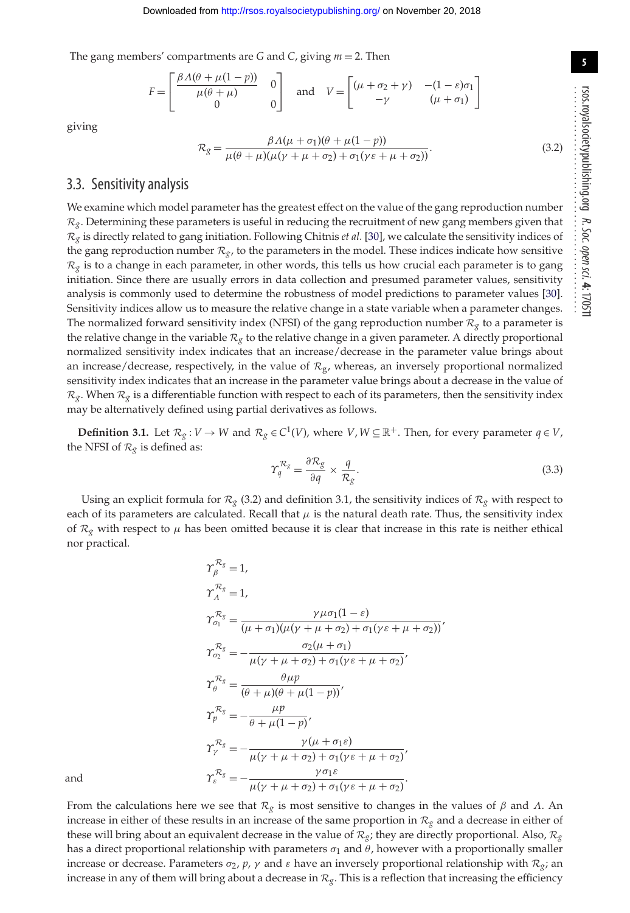The gang members' compartments are $G$ and $C$, giving $m = 2$. Then

$$F = \begin{bmatrix} \dfrac{\beta \Lambda(\theta + \mu(1-p))}{\mu(\theta + \mu)} & 0 \\ 0 & 0 \end{bmatrix} \quad \text{and} \quad V = \begin{bmatrix} (\mu + \sigma_2 + \gamma) & -(1-\varepsilon)\sigma_1 \\ -\gamma & (\mu + \sigma_1) \end{bmatrix}$$

giving

$$\mathcal{R}_g = \frac{\beta \Lambda(\mu + \sigma_1)(\theta + \mu(1-p))}{\mu(\theta + \mu)(\mu(\gamma + \mu + \sigma_2) + \sigma_1(\gamma\varepsilon + \mu + \sigma_2))}. \tag{3.2}$$

## 3.3. Sensitivity analysis

We examine which model parameter has the greatest effect on the value of the gang reproduction number $\mathcal{R}_g$. Determining these parameters is useful in reducing the recruitment of new gang members given that $\mathcal{R}_g$ is directly related to gang initiation. Following Chitnis *et al.* [30], we calculate the sensitivity indices of the gang reproduction number $\mathcal{R}_g$, to the parameters in the model. These indices indicate how sensitive $\mathcal{R}_g$ is to a change in each parameter, in other words, this tells us how crucial each parameter is to gang initiation. Since there are usually errors in data collection and presumed parameter values, sensitivity analysis is commonly used to determine the robustness of model predictions to parameter values [30]. Sensitivity indices allow us to measure the relative change in a state variable when a parameter changes. The normalized forward sensitivity index (NFSI) of the gang reproduction number $\mathcal{R}_g$ to a parameter is the relative change in the variable $\mathcal{R}_g$ to the relative change in a given parameter. A directly proportional normalized sensitivity index indicates that an increase/decrease in the parameter value brings about an increase/decrease, respectively, in the value of $\mathcal{R}_g$, whereas, an inversely proportional normalized sensitivity index indicates that an increase in the parameter value brings about a decrease in the value of $\mathcal{R}_g$. When $\mathcal{R}_g$ is a differentiable function with respect to each of its parameters, then the sensitivity index may be alternatively defined using partial derivatives as follows.

**Definition 3.1.** Let $\mathcal{R}_g : V \to W$ and $\mathcal{R}_g \in C^1(V)$, where $V, W \subseteq \mathbb{R}^+$. Then, for every parameter $q \in V$, the NFSI of $\mathcal{R}_g$ is defined as:

$$\Upsilon_q^{\mathcal{R}_g} = \frac{\partial \mathcal{R}_g}{\partial q} \times \frac{q}{\mathcal{R}_g}. \tag{3.3}$$

Using an explicit formula for $\mathcal{R}_g$ (3.2) and definition 3.1, the sensitivity indices of $\mathcal{R}_g$ with respect to each of its parameters are calculated. Recall that $\mu$ is the natural death rate. Thus, the sensitivity index of $\mathcal{R}_g$ with respect to $\mu$ has been omitted because it is clear that increase in this rate is neither ethical nor practical.

$$\Upsilon_\beta^{\mathcal{R}_g} = 1,$$

$$\Upsilon_\Lambda^{\mathcal{R}_g} = 1,$$

$$\Upsilon_{\sigma_1}^{\mathcal{R}_g} = \frac{\gamma\mu\sigma_1(1-\varepsilon)}{(\mu + \sigma_1)(\mu(\gamma + \mu + \sigma_2) + \sigma_1(\gamma\varepsilon + \mu + \sigma_2))},$$

$$\Upsilon_{\sigma_2}^{\mathcal{R}_g} = -\frac{\sigma_2(\mu + \sigma_1)}{\mu(\gamma + \mu + \sigma_2) + \sigma_1(\gamma\varepsilon + \mu + \sigma_2)},$$

$$\Upsilon_\theta^{\mathcal{R}_g} = \frac{\theta\mu p}{(\theta + \mu)(\theta + \mu(1-p))},$$

$$\Upsilon_p^{\mathcal{R}_g} = -\frac{\mu p}{\theta + \mu(1-p)},$$

$$\Upsilon_\gamma^{\mathcal{R}_g} = -\frac{\gamma(\mu + \sigma_1\varepsilon)}{\mu(\gamma + \mu + \sigma_2) + \sigma_1(\gamma\varepsilon + \mu + \sigma_2)},$$

and

$$\Upsilon_\varepsilon^{\mathcal{R}_g} = -\frac{\gamma\sigma_1\varepsilon}{\mu(\gamma + \mu + \sigma_2) + \sigma_1(\gamma\varepsilon + \mu + \sigma_2)}.$$

From the calculations here we see that $\mathcal{R}_g$ is most sensitive to changes in the values of $\beta$ and $\Lambda$. An increase in either of these results in an increase of the same proportion in $\mathcal{R}_g$ and a decrease in either of these will bring about an equivalent decrease in the value of $\mathcal{R}_g$; they are directly proportional. Also, $\mathcal{R}_g$ has a direct proportional relationship with parameters $\sigma_1$ and $\theta$, however with a proportionally smaller increase or decrease. Parameters $\sigma_2$, $p$, $\gamma$ and $\varepsilon$ have an inversely proportional relationship with $\mathcal{R}_g$; an increase in any of them will bring about a decrease in $\mathcal{R}_g$. This is a reflection that increasing the efficiency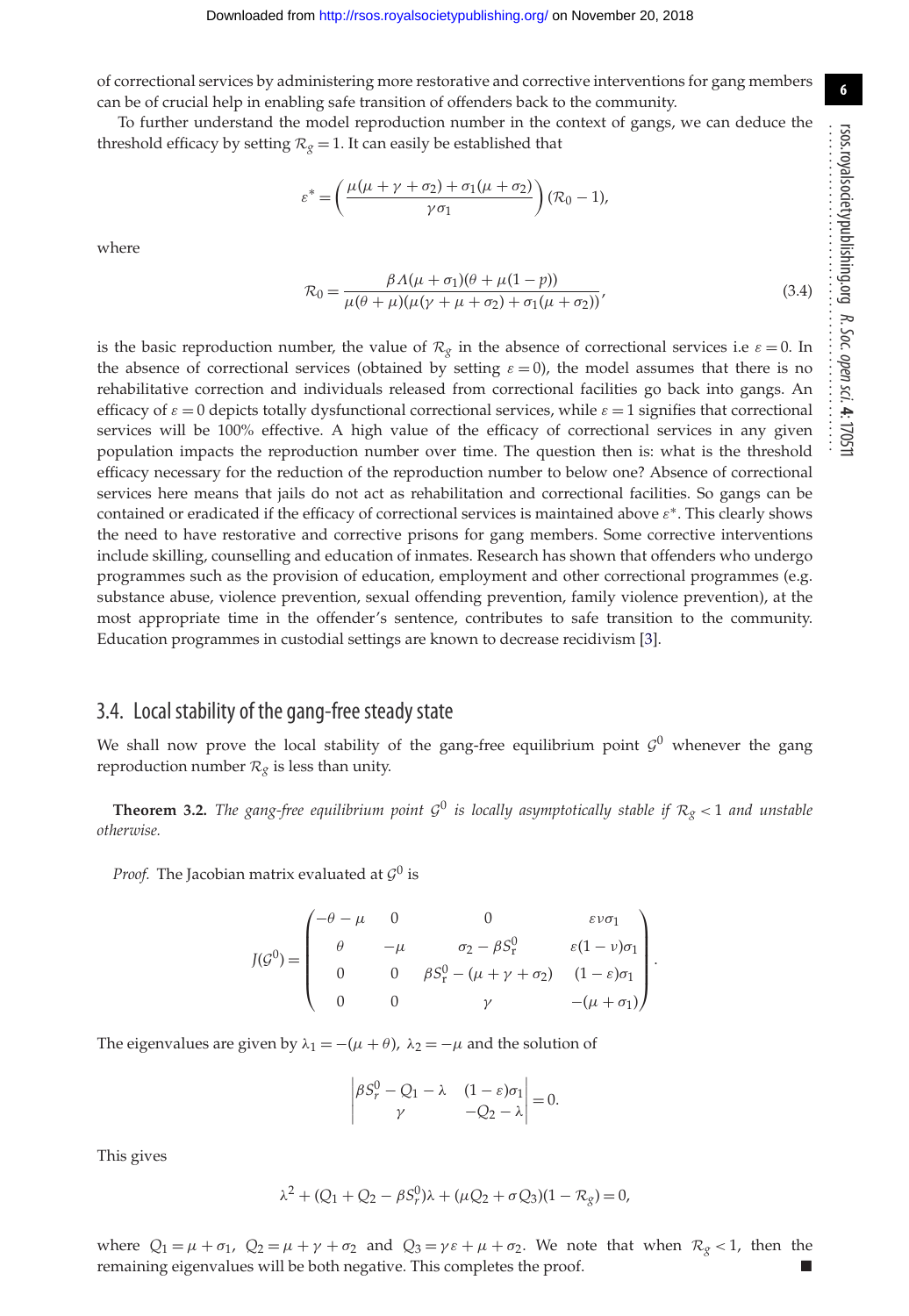of correctional services by administering more restorative and corrective interventions for gang members can be of crucial help in enabling safe transition of offenders back to the community.

To further understand the model reproduction number in the context of gangs, we can deduce the threshold efficacy by setting $\mathcal{R}_g = 1$. It can easily be established that

$$\varepsilon^* = \left( \frac{\mu(\mu + \gamma + \sigma_2) + \sigma_1(\mu + \sigma_2)}{\gamma \sigma_1} \right) (\mathcal{R}_0 - 1),$$

where

$$\mathcal{R}_0 = \frac{\beta \Lambda (\mu + \sigma_1)(\theta + \mu(1 - p))}{\mu(\theta + \mu)(\mu(\gamma + \mu + \sigma_2) + \sigma_1(\mu + \sigma_2))}, \tag{3.4}$$

is the basic reproduction number, the value of $\mathcal{R}_g$ in the absence of correctional services i.e $\varepsilon = 0$. In the absence of correctional services (obtained by setting $\varepsilon = 0$), the model assumes that there is no rehabilitative correction and individuals released from correctional facilities go back into gangs. An efficacy of $\varepsilon = 0$ depicts totally dysfunctional correctional services, while $\varepsilon = 1$ signifies that correctional services will be 100% effective. A high value of the efficacy of correctional services in any given population impacts the reproduction number over time. The question then is: what is the threshold efficacy necessary for the reduction of the reproduction number to below one? Absence of correctional services here means that jails do not act as rehabilitation and correctional facilities. So gangs can be contained or eradicated if the efficacy of correctional services is maintained above $\varepsilon^*$. This clearly shows the need to have restorative and corrective prisons for gang members. Some corrective interventions include skilling, counselling and education of inmates. Research has shown that offenders who undergo programmes such as the provision of education, employment and other correctional programmes (e.g. substance abuse, violence prevention, sexual offending prevention, family violence prevention), at the most appropriate time in the offender's sentence, contributes to safe transition to the community. Education programmes in custodial settings are known to decrease recidivism [3].

## 3.4. Local stability of the gang-free steady state

We shall now prove the local stability of the gang-free equilibrium point $\mathcal{G}^0$ whenever the gang reproduction number $\mathcal{R}_g$ is less than unity.

**Theorem 3.2.** *The gang-free equilibrium point $\mathcal{G}^0$ is locally asymptotically stable if $\mathcal{R}_g < 1$ and unstable otherwise.*

*Proof.* The Jacobian matrix evaluated at $\mathcal{G}^0$ is

$$J(\mathcal{G}^0) = \begin{pmatrix} -\theta - \mu & 0 & 0 & \varepsilon \nu \sigma_1 \\ \theta & -\mu & \sigma_2 - \beta S_{\mathrm{r}}^0 & \varepsilon(1 - \nu)\sigma_1 \\ 0 & 0 & \beta S_{\mathrm{r}}^0 - (\mu + \gamma + \sigma_2) & (1 - \varepsilon)\sigma_1 \\ 0 & 0 & \gamma & -(\mu + \sigma_1) \end{pmatrix}.$$

The eigenvalues are given by $\lambda_1 = -(\mu + \theta)$, $\lambda_2 = -\mu$ and the solution of

$$\begin{vmatrix} \beta S_r^0 - Q_1 - \lambda & (1 - \varepsilon)\sigma_1 \\ \gamma & -Q_2 - \lambda \end{vmatrix} = 0.$$

This gives

$$\lambda^2 + (Q_1 + Q_2 - \beta S_r^0)\lambda + (\mu Q_2 + \sigma Q_3)(1 - \mathcal{R}_g) = 0,$$

where $Q_1 = \mu + \sigma_1$, $Q_2 = \mu + \gamma + \sigma_2$ and $Q_3 = \gamma\varepsilon + \mu + \sigma_2$. We note that when $\mathcal{R}_g < 1$, then the remaining eigenvalues will be both negative. This completes the proof. ■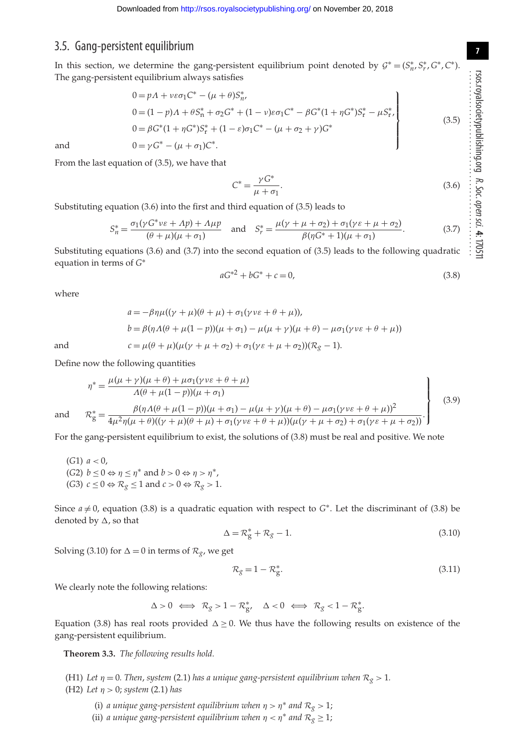### 3.5. Gang-persistent equilibrium

In this section, we determine the gang-persistent equilibrium point denoted by $\mathcal{G}^* = (S_n^*, S_r^*, G^*, C^*)$. The gang-persistent equilibrium always satisfies

$$
\left.
\begin{aligned}
0 &= p\Lambda + \nu\varepsilon\sigma_1 C^* - (\mu + \theta)S_n^*,\\
0 &= (1-p)\Lambda + \theta S_{\rm n}^* + \sigma_2 G^* + (1-\nu)\varepsilon\sigma_1 C^* - \beta G^*(1+\eta G^*)S_{\rm r}^* - \mu S_{\rm r}^*,\\
0 &= \beta G^*(1+\eta G^*)S_{\rm r}^* + (1-\varepsilon)\sigma_1 C^* - (\mu + \sigma_2 + \gamma)G^*\\
\text{and}\qquad 0 &= \gamma G^* - (\mu + \sigma_1)C^*.
\end{aligned}
\right\}
\tag{3.5}
$$

From the last equation of (3.5), we have that

$$
C^* = \frac{\gamma G^*}{\mu + \sigma_1}. \tag{3.6}
$$

Substituting equation (3.6) into the first and third equation of (3.5) leads to

$$
S_n^* = \frac{\sigma_1(\gamma G^*\nu\varepsilon + \Lambda p) + \Lambda\mu p}{(\theta + \mu)(\mu + \sigma_1)} \quad \text{and} \quad S_r^* = \frac{\mu(\gamma + \mu + \sigma_2) + \sigma_1(\gamma\varepsilon + \mu + \sigma_2)}{\beta(\eta G^* + 1)(\mu + \sigma_1)}. \tag{3.7}
$$

Substituting equations (3.6) and (3.7) into the second equation of (3.5) leads to the following quadratic equation in terms of $G^*$

$$
aG^{*2} + bG^* + c = 0, \tag{3.8}
$$

where

$$
\begin{aligned}
a &= -\beta\eta\mu((\gamma + \mu)(\theta + \mu) + \sigma_1(\gamma\nu\varepsilon + \theta + \mu)),\\
b &= \beta(\eta\Lambda(\theta + \mu(1-p))(\mu + \sigma_1) - \mu(\mu + \gamma)(\mu + \theta) - \mu\sigma_1(\gamma\nu\varepsilon + \theta + \mu))\\
\text{and}\qquad c &= \mu(\theta + \mu)(\mu(\gamma + \mu + \sigma_2) + \sigma_1(\gamma\varepsilon + \mu + \sigma_2))(\mathcal{R}_g - 1).
\end{aligned}
$$

Define now the following quantities

$$
\left.
\begin{aligned}
\eta^* &= \frac{\mu(\mu + \gamma)(\mu + \theta) + \mu\sigma_1(\gamma\nu\varepsilon + \theta + \mu)}{\Lambda(\theta + \mu(1-p))(\mu + \sigma_1)}\\
\text{and}\quad \mathcal{R}_g^* &= \frac{\beta(\eta\Lambda(\theta + \mu(1-p))(\mu + \sigma_1) - \mu(\mu + \gamma)(\mu + \theta) - \mu\sigma_1(\gamma\nu\varepsilon + \theta + \mu))^2}{4\mu^2\eta(\mu + \theta)((\gamma + \mu)(\theta + \mu) + \sigma_1(\gamma\nu\varepsilon + \theta + \mu))(\mu(\gamma + \mu + \sigma_2) + \sigma_1(\gamma\varepsilon + \mu + \sigma_2))}.
\end{aligned}
\right\}
\tag{3.9}
$$

For the gang-persistent equilibrium to exist, the solutions of (3.8) must be real and positive. We note

- ($G1$) $a < 0$,
- ($G2$) $b \le 0 \Leftrightarrow \eta \le \eta^*$ and $b > 0 \Leftrightarrow \eta > \eta^*$,
- ($G3$) $c \le 0 \Leftrightarrow \mathcal{R}_g \le 1$ and $c > 0 \Leftrightarrow \mathcal{R}_g > 1$.

Since $a \ne 0$, equation (3.8) is a quadratic equation with respect to $G^*$. Let the discriminant of (3.8) be denoted by $\Delta$, so that

$$
\Delta = \mathcal{R}_g^* + \mathcal{R}_g - 1. \tag{3.10}
$$

Solving (3.10) for $\Delta = 0$ in terms of $\mathcal{R}_g$, we get

$$
\mathcal{R}_g = 1 - \mathcal{R}_g^*. \tag{3.11}
$$

We clearly note the following relations:

$$
\Delta > 0 \iff \mathcal{R}_g > 1 - \mathcal{R}_g^*, \quad \Delta < 0 \iff \mathcal{R}_g < 1 - \mathcal{R}_g^*.
$$

Equation (3.8) has real roots provided $\Delta \ge 0$. We thus have the following results on existence of the gang-persistent equilibrium.

**Theorem 3.3.** *The following results hold.*

- (H1) *Let* $\eta = 0$. *Then, system* (2.1) *has a unique gang-persistent equilibrium when* $\mathcal{R}_g > 1$.
- (H2) *Let* $\eta > 0$; *system* (2.1) *has*
  - (i) *a unique gang-persistent equilibrium when* $\eta > \eta^*$ *and* $\mathcal{R}_g > 1$;
  - (ii) *a unique gang-persistent equilibrium when* $\eta < \eta^*$ *and* $\mathcal{R}_g \ge 1$;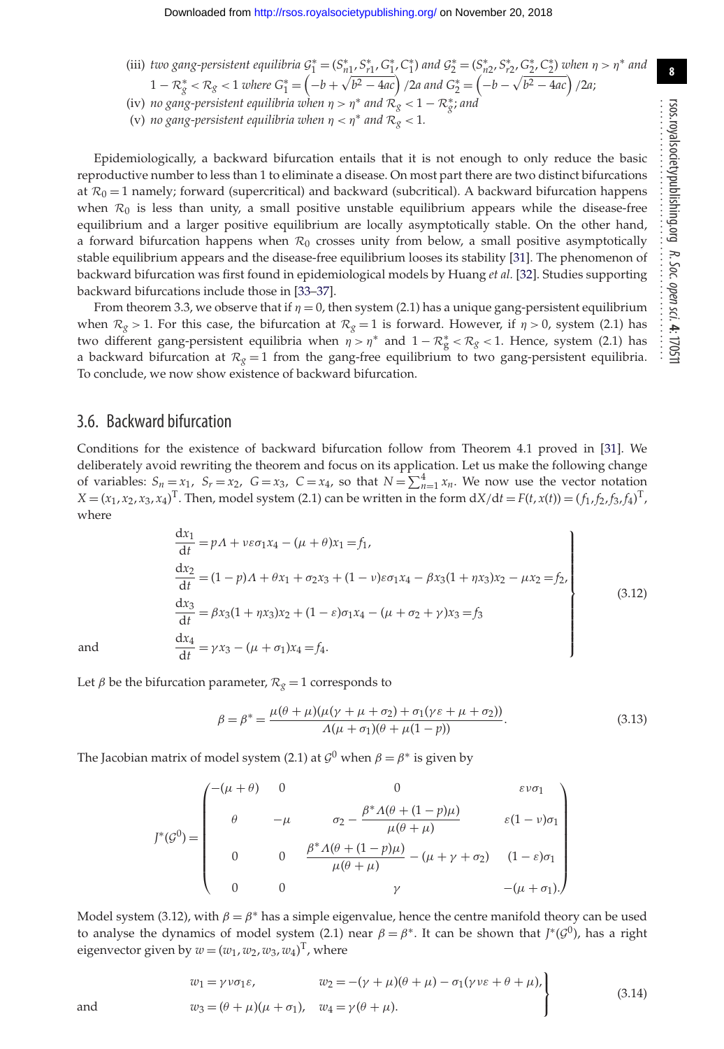(iii) *two gang-persistent equilibria* $\mathcal{G}_1^* = (S_{n1}^*, S_{r1}^*, G_1^*, C_1^*)$ *and* $\mathcal{G}_2^* = (S_{n2}^*, S_{r2}^*, G_2^*, C_2^*)$ *when* $\eta > \eta^*$ *and* $1 - \mathcal{R}_g^* < \mathcal{R}_g < 1$ *where* $G_1^* = \left(-b + \sqrt{b^2 - 4ac}\right)/2a$ *and* $G_2^* = \left(-b - \sqrt{b^2 - 4ac}\right)/2a$;

(iv) *no gang-persistent equilibria when* $\eta > \eta^*$ *and* $\mathcal{R}_g < 1 - \mathcal{R}_g^*$; *and*

(v) *no gang-persistent equilibria when* $\eta < \eta^*$ *and* $\mathcal{R}_g < 1$.

Epidemiologically, a backward bifurcation entails that it is not enough to only reduce the basic reproductive number to less than 1 to eliminate a disease. On most part there are two distinct bifurcations at $\mathcal{R}_0 = 1$ namely; forward (supercritical) and backward (subcritical). A backward bifurcation happens when $\mathcal{R}_0$ is less than unity, a small positive unstable equilibrium appears while the disease-free equilibrium and a larger positive equilibrium are locally asymptotically stable. On the other hand, a forward bifurcation happens when $\mathcal{R}_0$ crosses unity from below, a small positive asymptotically stable equilibrium appears and the disease-free equilibrium looses its stability [31]. The phenomenon of backward bifurcation was first found in epidemiological models by Huang *et al.* [32]. Studies supporting backward bifurcations include those in [33–37].

From theorem 3.3, we observe that if $\eta = 0$, then system (2.1) has a unique gang-persistent equilibrium when $\mathcal{R}_g > 1$. For this case, the bifurcation at $\mathcal{R}_g = 1$ is forward. However, if $\eta > 0$, system (2.1) has two different gang-persistent equilibria when $\eta > \eta^*$ and $1 - \mathcal{R}_g^* < \mathcal{R}_g < 1$. Hence, system (2.1) has a backward bifurcation at $\mathcal{R}_g = 1$ from the gang-free equilibrium to two gang-persistent equilibria. To conclude, we now show existence of backward bifurcation.

## 3.6. Backward bifurcation

Conditions for the existence of backward bifurcation follow from Theorem 4.1 proved in [31]. We deliberately avoid rewriting the theorem and focus on its application. Let us make the following change of variables: $S_n = x_1$, $S_r = x_2$, $G = x_3$, $C = x_4$, so that $N = \sum_{n=1}^{4} x_n$. We now use the vector notation $X = (x_1, x_2, x_3, x_4)^{\mathrm{T}}$. Then, model system (2.1) can be written in the form $\mathrm{d}X/\mathrm{d}t = F(t, x(t)) = (f_1, f_2, f_3, f_4)^{\mathrm{T}}$, where

$$
\left.
\begin{aligned}
\frac{\mathrm{d}x_1}{\mathrm{d}t} &= p\Lambda + \nu\varepsilon\sigma_1 x_4 - (\mu + \theta)x_1 = f_1,\\
\frac{\mathrm{d}x_2}{\mathrm{d}t} &= (1-p)\Lambda + \theta x_1 + \sigma_2 x_3 + (1-\nu)\varepsilon\sigma_1 x_4 - \beta x_3(1 + \eta x_3)x_2 - \mu x_2 = f_2,\\
\frac{\mathrm{d}x_3}{\mathrm{d}t} &= \beta x_3(1 + \eta x_3)x_2 + (1-\varepsilon)\sigma_1 x_4 - (\mu + \sigma_2 + \gamma)x_3 = f_3\\
\text{and}\qquad \frac{\mathrm{d}x_4}{\mathrm{d}t} &= \gamma x_3 - (\mu + \sigma_1)x_4 = f_4.
\end{aligned}
\right\}
\tag{3.12}
$$

Let $\beta$ be the bifurcation parameter, $\mathcal{R}_g = 1$ corresponds to

$$
\beta = \beta^* = \frac{\mu(\theta + \mu)(\mu(\gamma + \mu + \sigma_2) + \sigma_1(\gamma\varepsilon + \mu + \sigma_2))}{\Lambda(\mu + \sigma_1)(\theta + \mu(1-p))}.
\tag{3.13}
$$

The Jacobian matrix of model system (2.1) at $\mathcal{G}^0$ when $\beta = \beta^*$ is given by

$$
J^*(\mathcal{G}^0) = \begin{pmatrix}
-(\mu + \theta) & 0 & 0 & \varepsilon\nu\sigma_1\\
\theta & -\mu & \sigma_2 - \dfrac{\beta^*\Lambda(\theta + (1-p)\mu)}{\mu(\theta + \mu)} & \varepsilon(1-\nu)\sigma_1\\
0 & 0 & \dfrac{\beta^*\Lambda(\theta + (1-p)\mu)}{\mu(\theta + \mu)} - (\mu + \gamma + \sigma_2) & (1-\varepsilon)\sigma_1\\
0 & 0 & \gamma & -(\mu + \sigma_1).
\end{pmatrix}
$$

Model system (3.12), with $\beta = \beta^*$ has a simple eigenvalue, hence the centre manifold theory can be used to analyse the dynamics of model system (2.1) near $\beta = \beta^*$. It can be shown that $J^*(\mathcal{G}^0)$, has a right eigenvector given by $w = (w_1, w_2, w_3, w_4)^{\mathrm{T}}$, where

$$
\left.
\begin{aligned}
w_1 &= \gamma\nu\sigma_1\varepsilon, \qquad & w_2 &= -(\gamma + \mu)(\theta + \mu) - \sigma_1(\gamma\nu\varepsilon + \theta + \mu),\\
\text{and}\qquad w_3 &= (\theta + \mu)(\mu + \sigma_1), & w_4 &= \gamma(\theta + \mu).
\end{aligned}
\right\}
\tag{3.14}
$$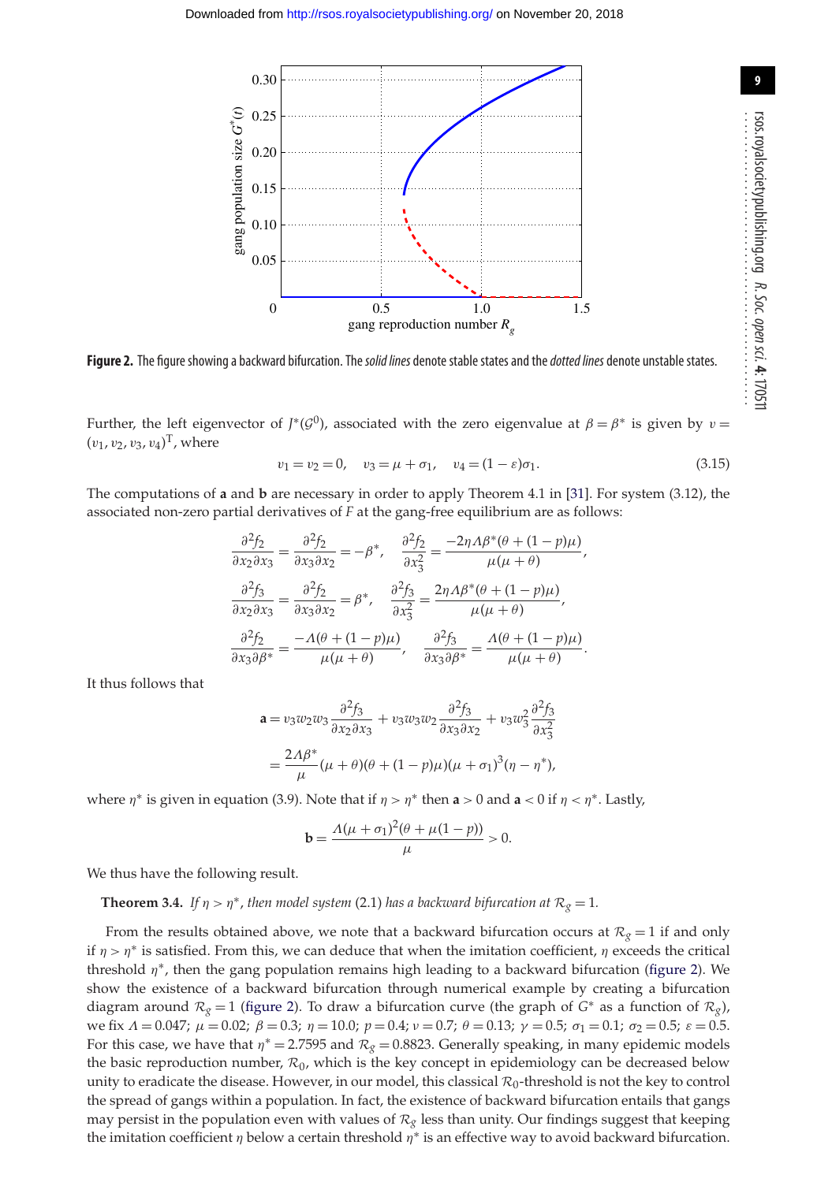**Figure 2.** The figure showing a backward bifurcation. The *solid lines* denote stable states and the *dotted lines* denote unstable states.

Further, the left eigenvector of $J^*(\mathcal{G}^0)$, associated with the zero eigenvalue at $\beta = \beta^*$ is given by $v = (v_1, v_2, v_3, v_4)^{\mathrm{T}}$, where

$$v_1 = v_2 = 0, \quad v_3 = \mu + \sigma_1, \quad v_4 = (1 - \varepsilon)\sigma_1. \tag{3.15}$$

The computations of **a** and **b** are necessary in order to apply Theorem 4.1 in [31]. For system (3.12), the associated non-zero partial derivatives of $F$ at the gang-free equilibrium are as follows:

$$\frac{\partial^2 f_2}{\partial x_2 \partial x_3} = \frac{\partial^2 f_2}{\partial x_3 \partial x_2} = -\beta^*, \quad \frac{\partial^2 f_2}{\partial x_3^2} = \frac{-2\eta\Lambda\beta^*(\theta + (1-p)\mu)}{\mu(\mu+\theta)},$$

$$\frac{\partial^2 f_3}{\partial x_2 \partial x_3} = \frac{\partial^2 f_2}{\partial x_3 \partial x_2} = \beta^*, \quad \frac{\partial^2 f_3}{\partial x_3^2} = \frac{2\eta\Lambda\beta^*(\theta + (1-p)\mu)}{\mu(\mu+\theta)},$$

$$\frac{\partial^2 f_2}{\partial x_3 \partial \beta^*} = \frac{-\Lambda(\theta + (1-p)\mu)}{\mu(\mu+\theta)}, \quad \frac{\partial^2 f_3}{\partial x_3 \partial \beta^*} = \frac{\Lambda(\theta + (1-p)\mu)}{\mu(\mu+\theta)}.$$

It thus follows that

$$\begin{aligned}\mathbf{a} &= v_3 w_2 w_3 \frac{\partial^2 f_3}{\partial x_2 \partial x_3} + v_3 w_3 w_2 \frac{\partial^2 f_3}{\partial x_3 \partial x_2} + v_3 w_3^2 \frac{\partial^2 f_3}{\partial x_3^2} \\ &= \frac{2\Lambda\beta^*}{\mu}(\mu+\theta)(\theta + (1-p)\mu)(\mu+\sigma_1)^3(\eta - \eta^*),\end{aligned}$$

where $\eta^*$ is given in equation (3.9). Note that if $\eta > \eta^*$ then $\mathbf{a} > 0$ and $\mathbf{a} < 0$ if $\eta < \eta^*$. Lastly,

$$\mathbf{b} = \frac{\Lambda(\mu+\sigma_1)^2(\theta + \mu(1-p))}{\mu} > 0.$$

We thus have the following result.

**Theorem 3.4.** *If $\eta > \eta^*$, then model system* (2.1) *has a backward bifurcation at $\mathcal{R}_g = 1$.*

From the results obtained above, we note that a backward bifurcation occurs at $\mathcal{R}_g = 1$ if and only if $\eta > \eta^*$ is satisfied. From this, we can deduce that when the imitation coefficient, $\eta$ exceeds the critical threshold $\eta^*$, then the gang population remains high leading to a backward bifurcation (figure 2). We show the existence of a backward bifurcation through numerical example by creating a bifurcation diagram around $\mathcal{R}_g = 1$ (figure 2). To draw a bifurcation curve (the graph of $G^*$ as a function of $\mathcal{R}_g$), we fix $\Lambda = 0.047$; $\mu = 0.02$; $\beta = 0.3$; $\eta = 10.0$; $p = 0.4$; $\nu = 0.7$; $\theta = 0.13$; $\gamma = 0.5$; $\sigma_1 = 0.1$; $\sigma_2 = 0.5$; $\varepsilon = 0.5$. For this case, we have that $\eta^* = 2.7595$ and $\mathcal{R}_g = 0.8823$. Generally speaking, in many epidemic models the basic reproduction number, $\mathcal{R}_0$, which is the key concept in epidemiology can be decreased below unity to eradicate the disease. However, in our model, this classical $\mathcal{R}_0$-threshold is not the key to control the spread of gangs within a population. In fact, the existence of backward bifurcation entails that gangs may persist in the population even with values of $\mathcal{R}_g$ less than unity. Our findings suggest that keeping the imitation coefficient $\eta$ below a certain threshold $\eta^*$ is an effective way to avoid backward bifurcation.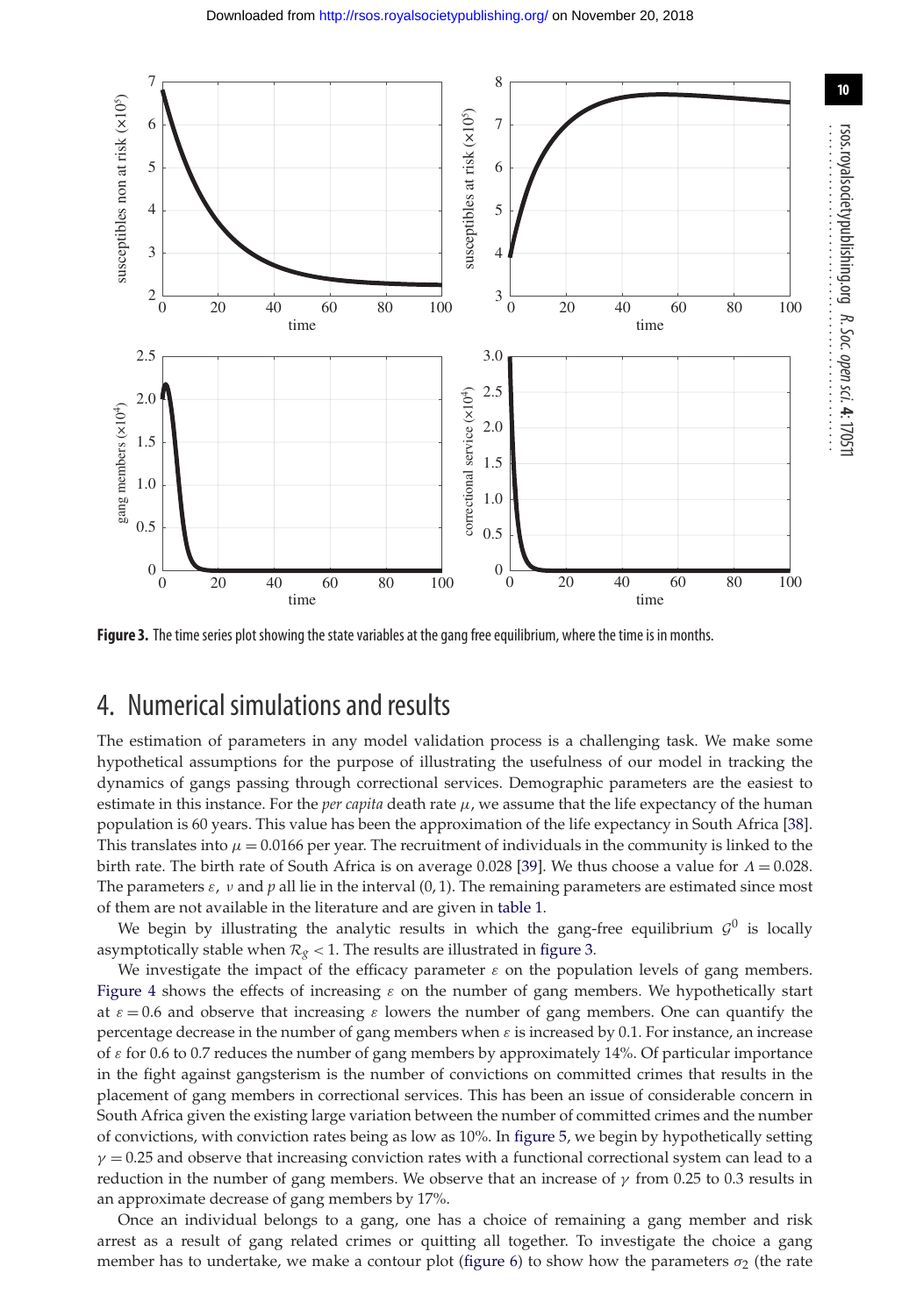**Figure 3.** The time series plot showing the state variables at the gang free equilibrium, where the time is in months.

## 4. Numerical simulations and results

The estimation of parameters in any model validation process is a challenging task. We make some hypothetical assumptions for the purpose of illustrating the usefulness of our model in tracking the dynamics of gangs passing through correctional services. Demographic parameters are the easiest to estimate in this instance. For the *per capita* death rate $\mu$, we assume that the life expectancy of the human population is 60 years. This value has been the approximation of the life expectancy in South Africa [38]. This translates into $\mu = 0.0166$ per year. The recruitment of individuals in the community is linked to the birth rate. The birth rate of South Africa is on average 0.028 [39]. We thus choose a value for $\Lambda = 0.028$. The parameters $\varepsilon$, $\nu$ and $p$ all lie in the interval $(0, 1)$. The remaining parameters are estimated since most of them are not available in the literature and are given in table 1.

We begin by illustrating the analytic results in which the gang-free equilibrium $\mathcal{G}^0$ is locally asymptotically stable when $\mathcal{R}_g < 1$. The results are illustrated in figure 3.

We investigate the impact of the efficacy parameter $\varepsilon$ on the population levels of gang members. Figure 4 shows the effects of increasing $\varepsilon$ on the number of gang members. We hypothetically start at $\varepsilon = 0.6$ and observe that increasing $\varepsilon$ lowers the number of gang members. One can quantify the percentage decrease in the number of gang members when $\varepsilon$ is increased by 0.1. For instance, an increase of $\varepsilon$ for 0.6 to 0.7 reduces the number of gang members by approximately 14%. Of particular importance in the fight against gangsterism is the number of convictions on committed crimes that results in the placement of gang members in correctional services. This has been an issue of considerable concern in South Africa given the existing large variation between the number of committed crimes and the number of convictions, with conviction rates being as low as 10%. In figure 5, we begin by hypothetically setting $\gamma = 0.25$ and observe that increasing conviction rates with a functional correctional system can lead to a reduction in the number of gang members. We observe that an increase of $\gamma$ from 0.25 to 0.3 results in an approximate decrease of gang members by 17%.

Once an individual belongs to a gang, one has a choice of remaining a gang member and risk arrest as a result of gang related crimes or quitting all together. To investigate the choice a gang member has to undertake, we make a contour plot (figure 6) to show how the parameters $\sigma_2$ (the rate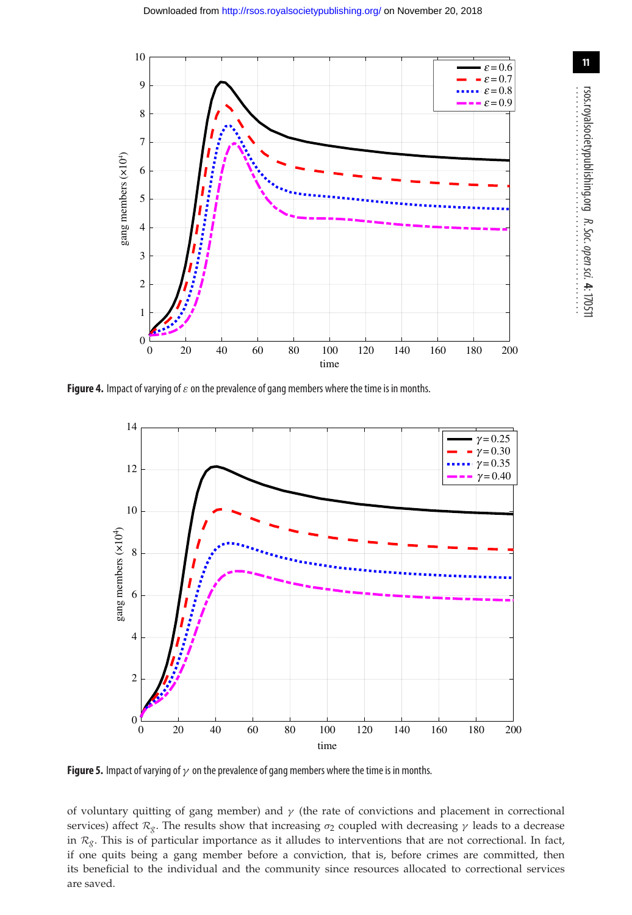Figure 4. Impact of varying of $\varepsilon$ on the prevalence of gang members where the time is in months.

Figure 5. Impact of varying of $\gamma$ on the prevalence of gang members where the time is in months.

of voluntary quitting of gang member) and $\gamma$ (the rate of convictions and placement in correctional services) affect $\mathcal{R}_g$. The results show that increasing $\sigma_2$ coupled with decreasing $\gamma$ leads to a decrease in $\mathcal{R}_g$. This is of particular importance as it alludes to interventions that are not correctional. In fact, if one quits being a gang member before a conviction, that is, before crimes are committed, then its beneficial to the individual and the community since resources allocated to correctional services are saved.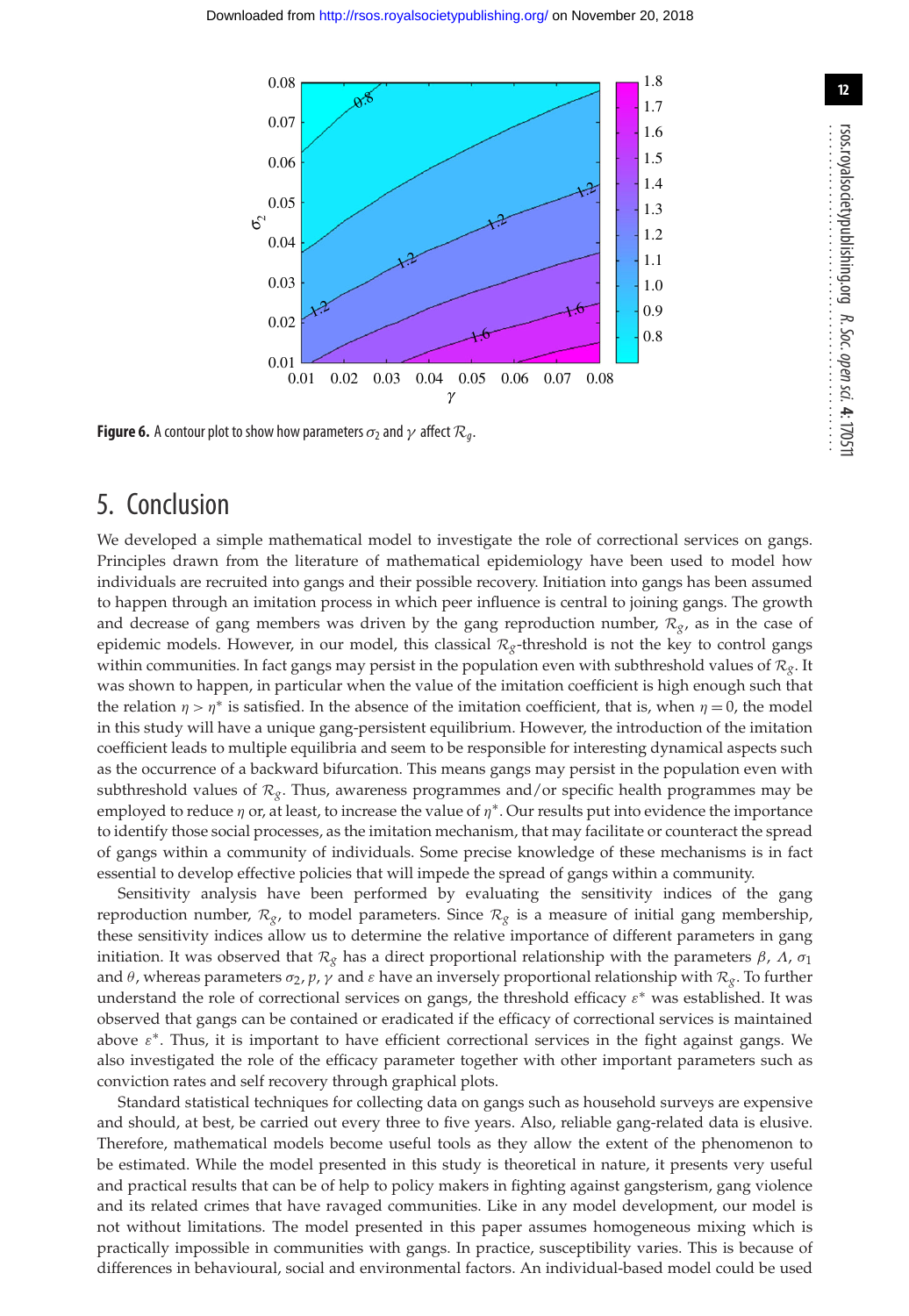**Figure 6.** A contour plot to show how parameters $\sigma_2$ and $\gamma$ affect $\mathcal{R}_g$.

## 5. Conclusion

We developed a simple mathematical model to investigate the role of correctional services on gangs. Principles drawn from the literature of mathematical epidemiology have been used to model how individuals are recruited into gangs and their possible recovery. Initiation into gangs has been assumed to happen through an imitation process in which peer influence is central to joining gangs. The growth and decrease of gang members was driven by the gang reproduction number, $\mathcal{R}_g$, as in the case of epidemic models. However, in our model, this classical $\mathcal{R}_g$-threshold is not the key to control gangs within communities. In fact gangs may persist in the population even with subthreshold values of $\mathcal{R}_g$. It was shown to happen, in particular when the value of the imitation coefficient is high enough such that the relation $\eta > \eta^*$ is satisfied. In the absence of the imitation coefficient, that is, when $\eta = 0$, the model in this study will have a unique gang-persistent equilibrium. However, the introduction of the imitation coefficient leads to multiple equilibria and seem to be responsible for interesting dynamical aspects such as the occurrence of a backward bifurcation. This means gangs may persist in the population even with subthreshold values of $\mathcal{R}_g$. Thus, awareness programmes and/or specific health programmes may be employed to reduce $\eta$ or, at least, to increase the value of $\eta^*$. Our results put into evidence the importance to identify those social processes, as the imitation mechanism, that may facilitate or counteract the spread of gangs within a community of individuals. Some precise knowledge of these mechanisms is in fact essential to develop effective policies that will impede the spread of gangs within a community.

Sensitivity analysis have been performed by evaluating the sensitivity indices of the gang reproduction number, $\mathcal{R}_g$, to model parameters. Since $\mathcal{R}_g$ is a measure of initial gang membership, these sensitivity indices allow us to determine the relative importance of different parameters in gang initiation. It was observed that $\mathcal{R}_g$ has a direct proportional relationship with the parameters $\beta$, $\Lambda$, $\sigma_1$ and $\theta$, whereas parameters $\sigma_2$, $p$, $\gamma$ and $\varepsilon$ have an inversely proportional relationship with $\mathcal{R}_g$. To further understand the role of correctional services on gangs, the threshold efficacy $\varepsilon^*$ was established. It was observed that gangs can be contained or eradicated if the efficacy of correctional services is maintained above $\varepsilon^*$. Thus, it is important to have efficient correctional services in the fight against gangs. We also investigated the role of the efficacy parameter together with other important parameters such as conviction rates and self recovery through graphical plots.

Standard statistical techniques for collecting data on gangs such as household surveys are expensive and should, at best, be carried out every three to five years. Also, reliable gang-related data is elusive. Therefore, mathematical models become useful tools as they allow the extent of the phenomenon to be estimated. While the model presented in this study is theoretical in nature, it presents very useful and practical results that can be of help to policy makers in fighting against gangsterism, gang violence and its related crimes that have ravaged communities. Like in any model development, our model is not without limitations. The model presented in this paper assumes homogeneous mixing which is practically impossible in communities with gangs. In practice, susceptibility varies. This is because of differences in behavioural, social and environmental factors. An individual-based model could be used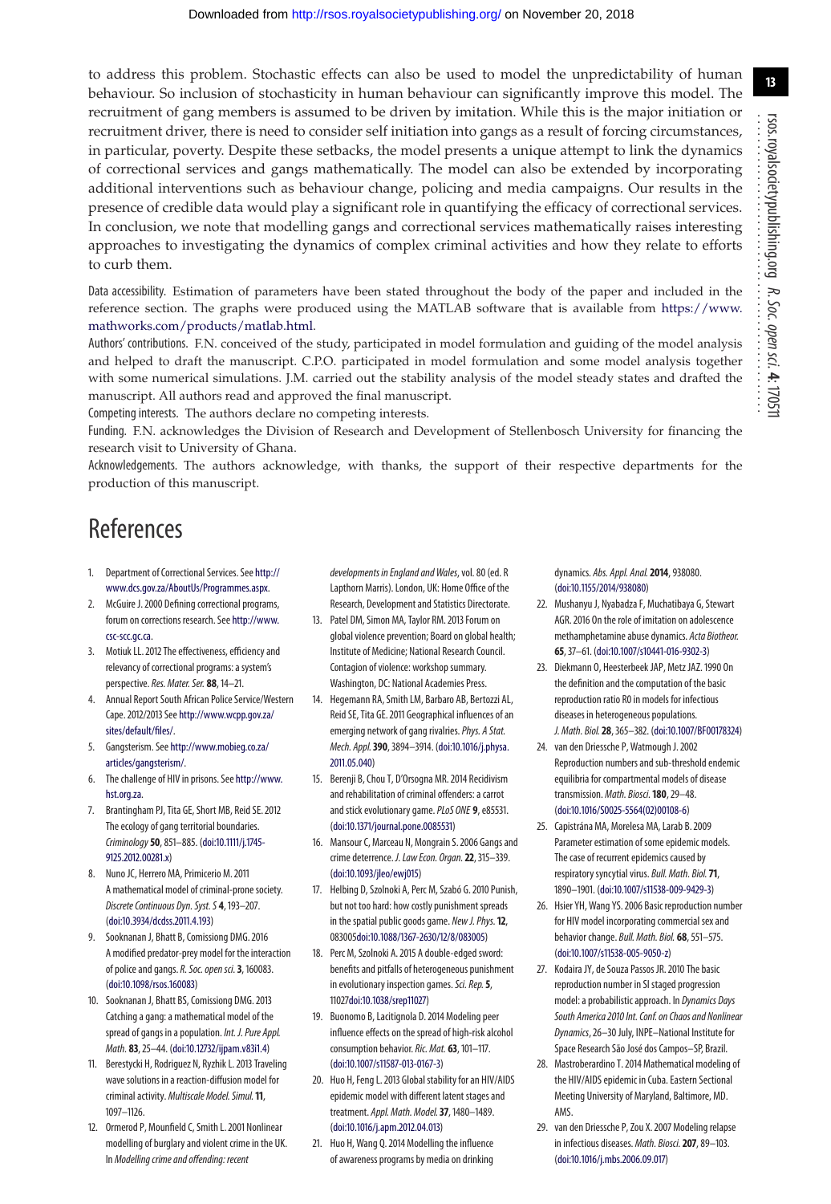to address this problem. Stochastic effects can also be used to model the unpredictability of human behaviour. So inclusion of stochasticity in human behaviour can significantly improve this model. The recruitment of gang members is assumed to be driven by imitation. While this is the major initiation or recruitment driver, there is need to consider self initiation into gangs as a result of forcing circumstances, in particular, poverty. Despite these setbacks, the model presents a unique attempt to link the dynamics of correctional services and gangs mathematically. The model can also be extended by incorporating additional interventions such as behaviour change, policing and media campaigns. Our results in the presence of credible data would play a significant role in quantifying the efficacy of correctional services. In conclusion, we note that modelling gangs and correctional services mathematically raises interesting approaches to investigating the dynamics of complex criminal activities and how they relate to efforts to curb them.

Data accessibility. Estimation of parameters have been stated throughout the body of the paper and included in the reference section. The graphs were produced using the MATLAB software that is available from https://www.mathworks.com/products/matlab.html.

Authors' contributions. F.N. conceived of the study, participated in model formulation and guiding of the model analysis and helped to draft the manuscript. C.P.O. participated in model formulation and some model analysis together with some numerical simulations. J.M. carried out the stability analysis of the model steady states and drafted the manuscript. All authors read and approved the final manuscript.

Competing interests. The authors declare no competing interests.

Funding. F.N. acknowledges the Division of Research and Development of Stellenbosch University for financing the research visit to University of Ghana.

Acknowledgements. The authors acknowledge, with thanks, the support of their respective departments for the production of this manuscript.

# References

1. Department of Correctional Services. See http://www.dcs.gov.za/AboutUs/Programmes.aspx.
2. McGuire J. 2000 Defining correctional programs, forum on corrections research. See http://www.csc-scc.gc.ca.
3. Motiuk LL. 2012 The effectiveness, efficiency and relevancy of correctional programs: a system's perspective. *Res. Mater. Ser.* **88**, 14–21.
4. Annual Report South African Police Service/Western Cape. 2012/2013 See http://www.wcpp.gov.za/sites/default/files/.
5. Gangsterism. See http://www.mobieg.co.za/articles/gangsterism/.
6. The challenge of HIV in prisons. See http://www.hst.org.za.
7. Brantingham PJ, Tita GE, Short MB, Reid SE. 2012 The ecology of gang territorial boundaries. *Criminology* **50**, 851–885. (doi:10.1111/j.1745-9125.2012.00281.x)
8. Nuno JC, Herrero MA, Primicerio M. 2011 A mathematical model of criminal-prone society. *Discrete Continuous Dyn. Syst. S* **4**, 193–207. (doi:10.3934/dcdss.2011.4.193)
9. Sooknanan J, Bhatt B, Comissiong DMG. 2016 A modified predator-prey model for the interaction of police and gangs. *R. Soc. open sci.* **3**, 160083. (doi:10.1098/rsos.160083)
10. Sooknanan J, Bhatt BS, Comissiong DMG. 2013 Catching a gang: a mathematical model of the spread of gangs in a population. *Int. J. Pure Appl. Math.* **83**, 25–44. (doi:10.12732/ijpam.v83i1.4)
11. Berestycki H, Rodriguez N, Ryzhik L. 2013 Traveling wave solutions in a reaction-diffusion model for criminal activity. *Multiscale Model. Simul.* **11**, 1097–1126.
12. Ormerod P, Mounfield C, Smith L. 2001 Nonlinear modelling of burglary and violent crime in the UK. In *Modelling crime and offending: recent developments in England and Wales*, vol. 80 (ed. R Lapthorn Marris). London, UK: Home Office of the Research, Development and Statistics Directorate.
13. Patel DM, Simon MA, Taylor RM. 2013 Forum on global violence prevention; Board on global health; Institute of Medicine; National Research Council. Contagion of violence: workshop summary. Washington, DC: National Academies Press.
14. Hegemann RA, Smith LM, Barbaro AB, Bertozzi AL, Reid SE, Tita GE. 2011 Geographical influences of an emerging network of gang rivalries. *Phys. A Stat. Mech. Appl.* **390**, 3894–3914. (doi:10.1016/j.physa.2011.05.040)
15. Berenji B, Chou T, D'Orsogna MR. 2014 Recidivism and rehabilitation of criminal offenders: a carrot and stick evolutionary game. *PLoS ONE* **9**, e85531. (doi:10.1371/journal.pone.0085531)
16. Mansour C, Marceau N, Mongrain S. 2006 Gangs and crime deterrence. *J. Law Econ. Organ.* **22**, 315–339. (doi:10.1093/jleo/ewj015)
17. Helbing D, Szolnoki A, Perc M, Szabó G. 2010 Punish, but not too hard: how costly punishment spreads in the spatial public goods game. *New J. Phys.* **12**, 083005doi:10.1088/1367-2630/12/8/083005)
18. Perc M, Szolnoki A. 2015 A double-edged sword: benefits and pitfalls of heterogeneous punishment in evolutionary inspection games. *Sci. Rep.* **5**, 11027doi:10.1038/srep11027)
19. Buonomo B, Lacitignola D. 2014 Modeling peer influence effects on the spread of high-risk alcohol consumption behavior. *Ric. Mat.* **63**, 101–117. (doi:10.1007/s11587-013-0167-3)
20. Huo H, Feng L. 2013 Global stability for an HIV/AIDS epidemic model with different latent stages and treatment. *Appl. Math. Model.* **37**, 1480–1489. (doi:10.1016/j.apm.2012.04.013)
21. Huo H, Wang Q. 2014 Modelling the influence of awareness programs by media on drinking dynamics. *Abs. Appl. Anal.* **2014**, 938080. (doi:10.1155/2014/938080)
22. Mushanyu J, Nyabadza F, Muchatibaya G, Stewart AGR. 2016 On the role of imitation on adolescence methamphetamine abuse dynamics. *Acta Biotheor.* **65**, 37–61. (doi:10.1007/s10441-016-9302-3)
23. Diekmann O, Heesterbeek JAP, Metz JAZ. 1990 On the definition and the computation of the basic reproduction ratio R0 in models for infectious diseases in heterogeneous populations. *J. Math. Biol.* **28**, 365–382. (doi:10.1007/BF00178324)
24. van den Driessche P, Watmough J. 2002 Reproduction numbers and sub-threshold endemic equilibria for compartmental models of disease transmission. *Math. Biosci.* **180**, 29–48. (doi:10.1016/S0025-5564(02)00108-6)
25. Capistrána MA, Morelesa MA, Larab B. 2009 Parameter estimation of some epidemic models. The case of recurrent epidemics caused by respiratory syncytial virus. *Bull. Math. Biol.* **71**, 1890–1901. (doi:10.1007/s11538-009-9429-3)
26. Hsier YH, Wang YS. 2006 Basic reproduction number for HIV model incorporating commercial sex and behavior change. *Bull. Math. Biol.* **68**, 551–575. (doi:10.1007/s11538-005-9050-z)
27. Kodaira JY, de Souza Passos JR. 2010 The basic reproduction number in SI staged progression model: a probabilistic approach. In *Dynamics Days South America 2010 Int. Conf. on Chaos and Nonlinear Dynamics*, 26–30 July, INPE–National Institute for Space Research São José dos Campos–SP, Brazil.
28. Mastroberardino T. 2014 Mathematical modeling of the HIV/AIDS epidemic in Cuba. Eastern Sectional Meeting University of Maryland, Baltimore, MD. AMS.
29. van den Driessche P, Zou X. 2007 Modeling relapse in infectious diseases. *Math. Biosci.* **207**, 89–103. (doi:10.1016/j.mbs.2006.09.017)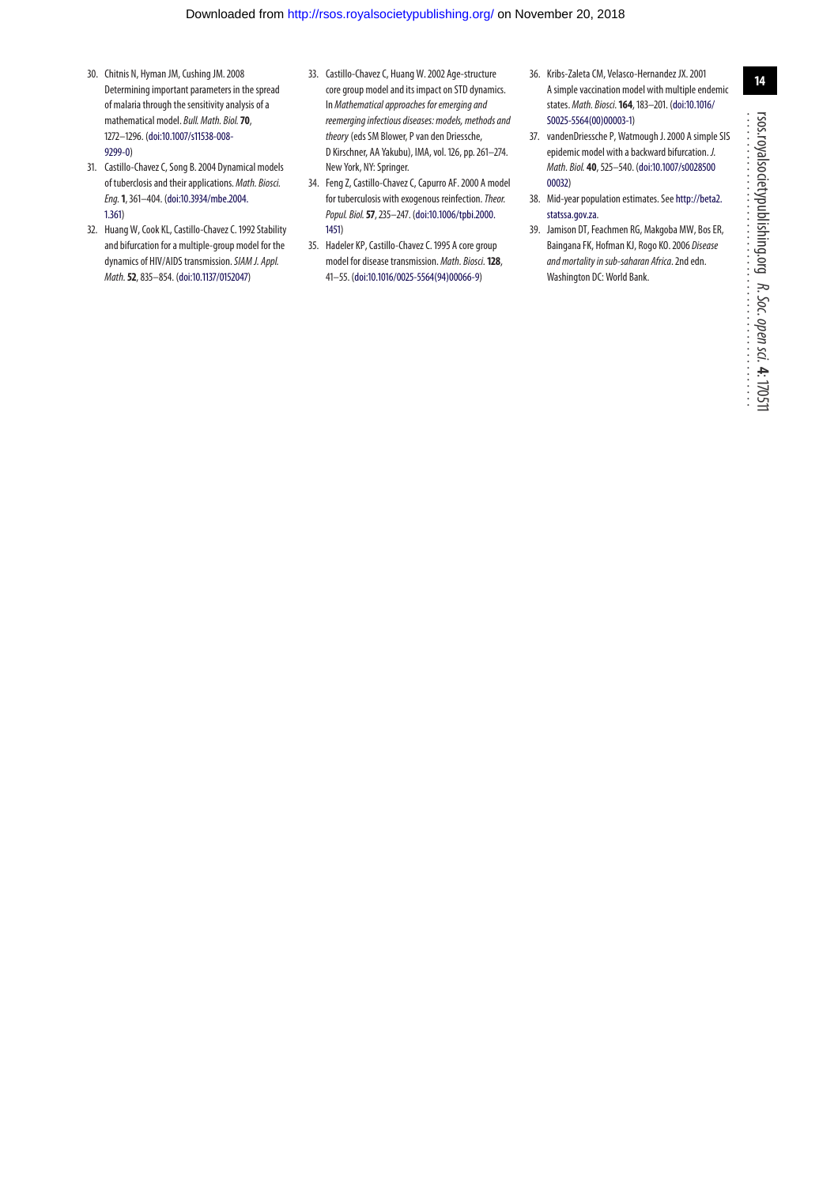30. Chitnis N, Hyman JM, Cushing JM. 2008 Determining important parameters in the spread of malaria through the sensitivity analysis of a mathematical model. *Bull. Math. Biol.* **70**, 1272–1296. (doi:10.1007/s11538-008-9299-0)
31. Castillo-Chavez C, Song B. 2004 Dynamical models of tuberclosis and their applications. *Math. Biosci. Eng.* **1**, 361–404. (doi:10.3934/mbe.2004.1.361)
32. Huang W, Cook KL, Castillo-Chavez C. 1992 Stability and bifurcation for a multiple-group model for the dynamics of HIV/AIDS transmission. *SIAM J. Appl. Math.* **52**, 835–854. (doi:10.1137/0152047)
33. Castillo-Chavez C, Huang W. 2002 Age-structure core group model and its impact on STD dynamics. In *Mathematical approaches for emerging and reemerging infectious diseases: models, methods and theory* (eds SM Blower, P van den Driessche, D Kirschner, AA Yakubu), IMA, vol. 126, pp. 261–274. New York, NY: Springer.
34. Feng Z, Castillo-Chavez C, Capurro AF. 2000 A model for tuberculosis with exogenous reinfection. *Theor. Popul. Biol.* **57**, 235–247. (doi:10.1006/tpbi.2000.1451)
35. Hadeler KP, Castillo-Chavez C. 1995 A core group model for disease transmission. *Math. Biosci.* **128**, 41–55. (doi:10.1016/0025-5564(94)00066-9)
36. Kribs-Zaleta CM, Velasco-Hernandez JX. 2001 A simple vaccination model with multiple endemic states. *Math. Biosci.* **164**, 183–201. (doi:10.1016/S0025-5564(00)00003-1)
37. vandenDriessche P, Watmough J. 2000 A simple SIS epidemic model with a backward bifurcation. *J. Math. Biol.* **40**, 525–540. (doi:10.1007/s002850000032)
38. Mid-year population estimates. See http://beta2.statssa.gov.za.
39. Jamison DT, Feachmen RG, Makgoba MW, Bos ER, Baingana FK, Hofman KJ, Rogo KO. 2006 *Disease and mortality in sub-saharan Africa*. 2nd edn. Washington DC: World Bank.